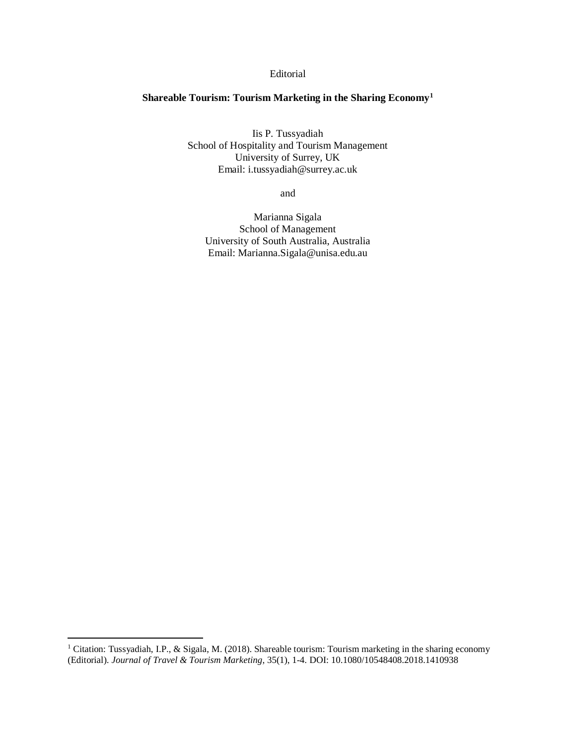Editorial

# Shareable Tourism: Tourism Marketing in the Sharing Economy[1]

Iis P. Tussyadiah
School of Hospitality and Tourism Management
University of Surrey, UK
Email: i.tussyadiah@surrey.ac.uk

and

Marianna Sigala
School of Management
University of South Australia, Australia
Email: Marianna.Sigala@unisa.edu.au

---

[1] Citation: Tussyadiah, I.P., & Sigala, M. (2018). Shareable tourism: Tourism marketing in the sharing economy (Editorial). *Journal of Travel & Tourism Marketing*, 35(1), 1-4. DOI: 10.1080/10548408.2018.1410938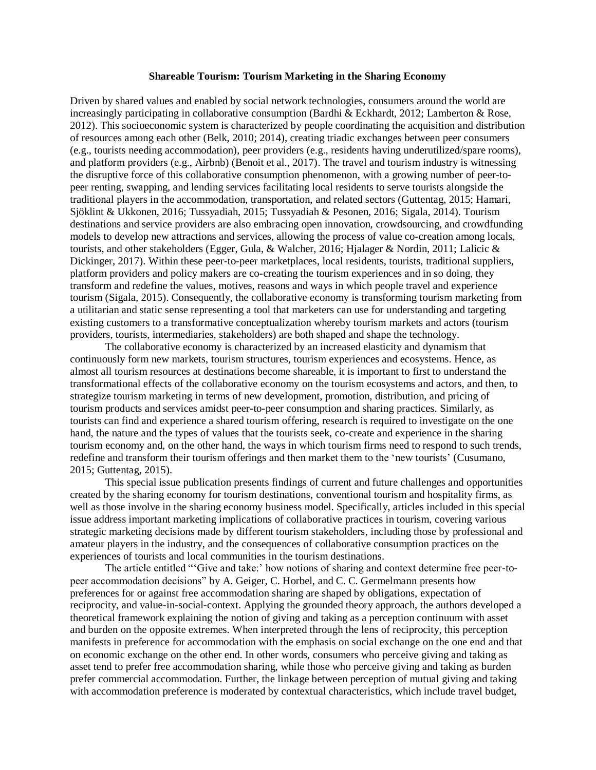**Shareable Tourism: Tourism Marketing in the Sharing Economy**

Driven by shared values and enabled by social network technologies, consumers around the world are increasingly participating in collaborative consumption (Bardhi & Eckhardt, 2012; Lamberton & Rose, 2012). This socioeconomic system is characterized by people coordinating the acquisition and distribution of resources among each other (Belk, 2010; 2014), creating triadic exchanges between peer consumers (e.g., tourists needing accommodation), peer providers (e.g., residents having underutilized/spare rooms), and platform providers (e.g., Airbnb) (Benoit et al., 2017). The travel and tourism industry is witnessing the disruptive force of this collaborative consumption phenomenon, with a growing number of peer-to-peer renting, swapping, and lending services facilitating local residents to serve tourists alongside the traditional players in the accommodation, transportation, and related sectors (Guttentag, 2015; Hamari, Sjöklint & Ukkonen, 2016; Tussyadiah, 2015; Tussyadiah & Pesonen, 2016; Sigala, 2014). Tourism destinations and service providers are also embracing open innovation, crowdsourcing, and crowdfunding models to develop new attractions and services, allowing the process of value co-creation among locals, tourists, and other stakeholders (Egger, Gula, & Walcher, 2016; Hjalager & Nordin, 2011; Lalicic & Dickinger, 2017). Within these peer-to-peer marketplaces, local residents, tourists, traditional suppliers, platform providers and policy makers are co-creating the tourism experiences and in so doing, they transform and redefine the values, motives, reasons and ways in which people travel and experience tourism (Sigala, 2015). Consequently, the collaborative economy is transforming tourism marketing from a utilitarian and static sense representing a tool that marketers can use for understanding and targeting existing customers to a transformative conceptualization whereby tourism markets and actors (tourism providers, tourists, intermediaries, stakeholders) are both shaped and shape the technology.

The collaborative economy is characterized by an increased elasticity and dynamism that continuously form new markets, tourism structures, tourism experiences and ecosystems. Hence, as almost all tourism resources at destinations become shareable, it is important to first to understand the transformational effects of the collaborative economy on the tourism ecosystems and actors, and then, to strategize tourism marketing in terms of new development, promotion, distribution, and pricing of tourism products and services amidst peer-to-peer consumption and sharing practices. Similarly, as tourists can find and experience a shared tourism offering, research is required to investigate on the one hand, the nature and the types of values that the tourists seek, co-create and experience in the sharing tourism economy and, on the other hand, the ways in which tourism firms need to respond to such trends, redefine and transform their tourism offerings and then market them to the 'new tourists' (Cusumano, 2015; Guttentag, 2015).

This special issue publication presents findings of current and future challenges and opportunities created by the sharing economy for tourism destinations, conventional tourism and hospitality firms, as well as those involve in the sharing economy business model. Specifically, articles included in this special issue address important marketing implications of collaborative practices in tourism, covering various strategic marketing decisions made by different tourism stakeholders, including those by professional and amateur players in the industry, and the consequences of collaborative consumption practices on the experiences of tourists and local communities in the tourism destinations.

The article entitled "'Give and take:' how notions of sharing and context determine free peer-to-peer accommodation decisions" by A. Geiger, C. Horbel, and C. C. Germelmann presents how preferences for or against free accommodation sharing are shaped by obligations, expectation of reciprocity, and value-in-social-context. Applying the grounded theory approach, the authors developed a theoretical framework explaining the notion of giving and taking as a perception continuum with asset and burden on the opposite extremes. When interpreted through the lens of reciprocity, this perception manifests in preference for accommodation with the emphasis on social exchange on the one end and that on economic exchange on the other end. In other words, consumers who perceive giving and taking as asset tend to prefer free accommodation sharing, while those who perceive giving and taking as burden prefer commercial accommodation. Further, the linkage between perception of mutual giving and taking with accommodation preference is moderated by contextual characteristics, which include travel budget,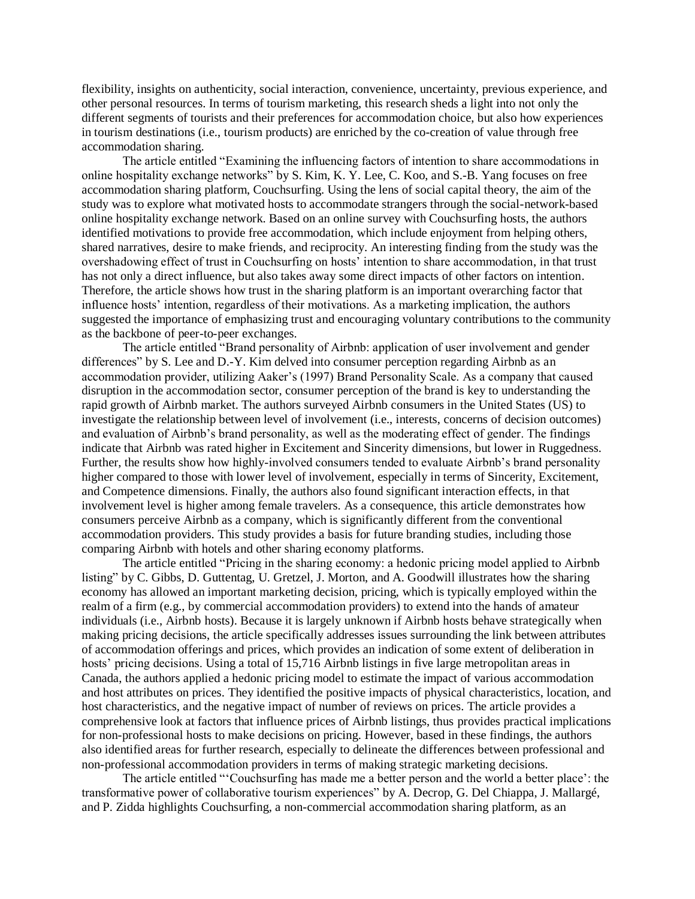flexibility, insights on authenticity, social interaction, convenience, uncertainty, previous experience, and other personal resources. In terms of tourism marketing, this research sheds a light into not only the different segments of tourists and their preferences for accommodation choice, but also how experiences in tourism destinations (i.e., tourism products) are enriched by the co-creation of value through free accommodation sharing.

The article entitled "Examining the influencing factors of intention to share accommodations in online hospitality exchange networks" by S. Kim, K. Y. Lee, C. Koo, and S.-B. Yang focuses on free accommodation sharing platform, Couchsurfing. Using the lens of social capital theory, the aim of the study was to explore what motivated hosts to accommodate strangers through the social-network-based online hospitality exchange network. Based on an online survey with Couchsurfing hosts, the authors identified motivations to provide free accommodation, which include enjoyment from helping others, shared narratives, desire to make friends, and reciprocity. An interesting finding from the study was the overshadowing effect of trust in Couchsurfing on hosts' intention to share accommodation, in that trust has not only a direct influence, but also takes away some direct impacts of other factors on intention. Therefore, the article shows how trust in the sharing platform is an important overarching factor that influence hosts' intention, regardless of their motivations. As a marketing implication, the authors suggested the importance of emphasizing trust and encouraging voluntary contributions to the community as the backbone of peer-to-peer exchanges.

The article entitled "Brand personality of Airbnb: application of user involvement and gender differences" by S. Lee and D.-Y. Kim delved into consumer perception regarding Airbnb as an accommodation provider, utilizing Aaker's (1997) Brand Personality Scale. As a company that caused disruption in the accommodation sector, consumer perception of the brand is key to understanding the rapid growth of Airbnb market. The authors surveyed Airbnb consumers in the United States (US) to investigate the relationship between level of involvement (i.e., interests, concerns of decision outcomes) and evaluation of Airbnb's brand personality, as well as the moderating effect of gender. The findings indicate that Airbnb was rated higher in Excitement and Sincerity dimensions, but lower in Ruggedness. Further, the results show how highly-involved consumers tended to evaluate Airbnb's brand personality higher compared to those with lower level of involvement, especially in terms of Sincerity, Excitement, and Competence dimensions. Finally, the authors also found significant interaction effects, in that involvement level is higher among female travelers. As a consequence, this article demonstrates how consumers perceive Airbnb as a company, which is significantly different from the conventional accommodation providers. This study provides a basis for future branding studies, including those comparing Airbnb with hotels and other sharing economy platforms.

The article entitled "Pricing in the sharing economy: a hedonic pricing model applied to Airbnb listing" by C. Gibbs, D. Guttentag, U. Gretzel, J. Morton, and A. Goodwill illustrates how the sharing economy has allowed an important marketing decision, pricing, which is typically employed within the realm of a firm (e.g., by commercial accommodation providers) to extend into the hands of amateur individuals (i.e., Airbnb hosts). Because it is largely unknown if Airbnb hosts behave strategically when making pricing decisions, the article specifically addresses issues surrounding the link between attributes of accommodation offerings and prices, which provides an indication of some extent of deliberation in hosts' pricing decisions. Using a total of 15,716 Airbnb listings in five large metropolitan areas in Canada, the authors applied a hedonic pricing model to estimate the impact of various accommodation and host attributes on prices. They identified the positive impacts of physical characteristics, location, and host characteristics, and the negative impact of number of reviews on prices. The article provides a comprehensive look at factors that influence prices of Airbnb listings, thus provides practical implications for non-professional hosts to make decisions on pricing. However, based in these findings, the authors also identified areas for further research, especially to delineate the differences between professional and non-professional accommodation providers in terms of making strategic marketing decisions.

The article entitled "'Couchsurfing has made me a better person and the world a better place': the transformative power of collaborative tourism experiences" by A. Decrop, G. Del Chiappa, J. Mallargé, and P. Zidda highlights Couchsurfing, a non-commercial accommodation sharing platform, as an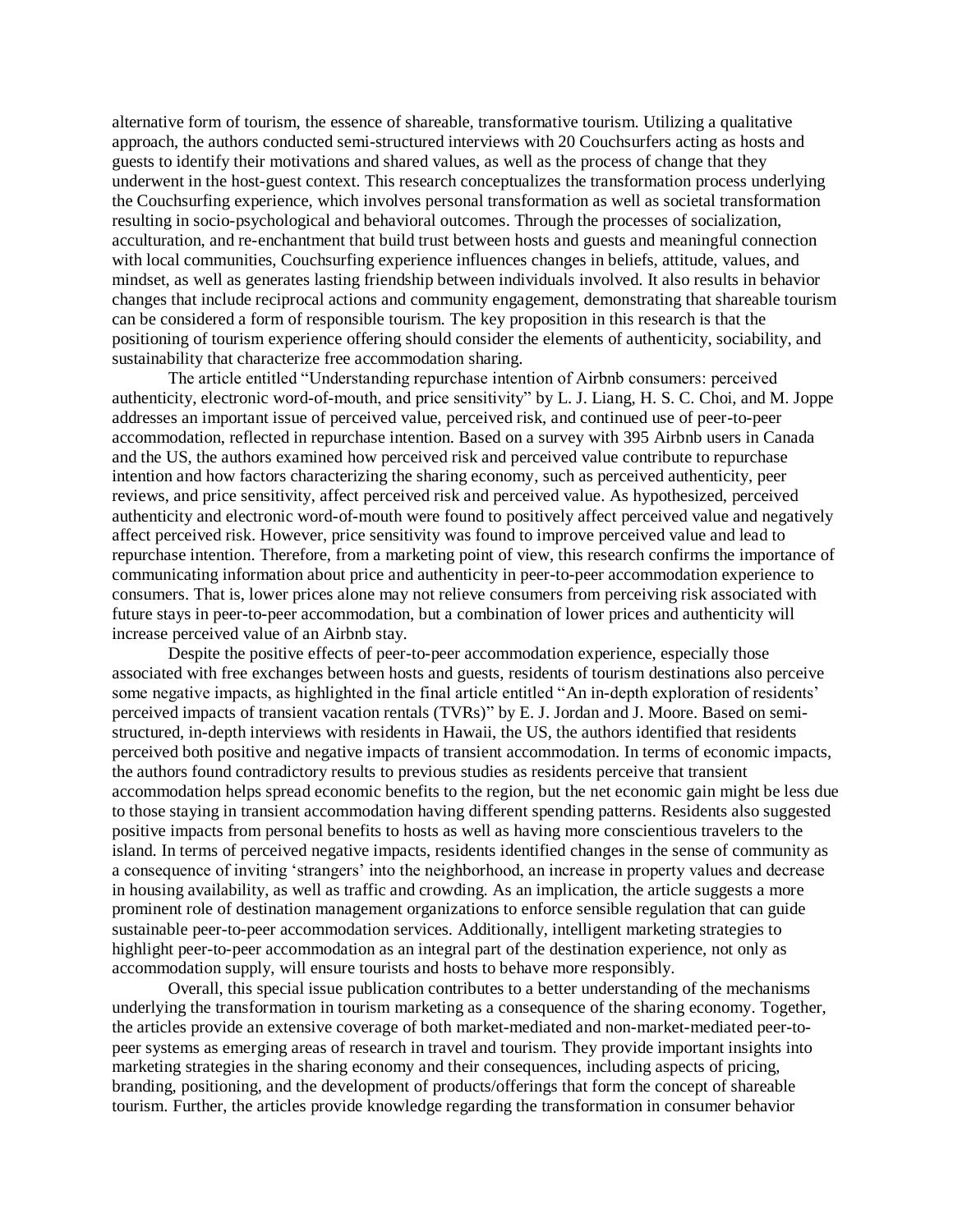alternative form of tourism, the essence of shareable, transformative tourism. Utilizing a qualitative approach, the authors conducted semi-structured interviews with 20 Couchsurfers acting as hosts and guests to identify their motivations and shared values, as well as the process of change that they underwent in the host-guest context. This research conceptualizes the transformation process underlying the Couchsurfing experience, which involves personal transformation as well as societal transformation resulting in socio-psychological and behavioral outcomes. Through the processes of socialization, acculturation, and re-enchantment that build trust between hosts and guests and meaningful connection with local communities, Couchsurfing experience influences changes in beliefs, attitude, values, and mindset, as well as generates lasting friendship between individuals involved. It also results in behavior changes that include reciprocal actions and community engagement, demonstrating that shareable tourism can be considered a form of responsible tourism. The key proposition in this research is that the positioning of tourism experience offering should consider the elements of authenticity, sociability, and sustainability that characterize free accommodation sharing.

The article entitled "Understanding repurchase intention of Airbnb consumers: perceived authenticity, electronic word-of-mouth, and price sensitivity" by L. J. Liang, H. S. C. Choi, and M. Joppe addresses an important issue of perceived value, perceived risk, and continued use of peer-to-peer accommodation, reflected in repurchase intention. Based on a survey with 395 Airbnb users in Canada and the US, the authors examined how perceived risk and perceived value contribute to repurchase intention and how factors characterizing the sharing economy, such as perceived authenticity, peer reviews, and price sensitivity, affect perceived risk and perceived value. As hypothesized, perceived authenticity and electronic word-of-mouth were found to positively affect perceived value and negatively affect perceived risk. However, price sensitivity was found to improve perceived value and lead to repurchase intention. Therefore, from a marketing point of view, this research confirms the importance of communicating information about price and authenticity in peer-to-peer accommodation experience to consumers. That is, lower prices alone may not relieve consumers from perceiving risk associated with future stays in peer-to-peer accommodation, but a combination of lower prices and authenticity will increase perceived value of an Airbnb stay.

Despite the positive effects of peer-to-peer accommodation experience, especially those associated with free exchanges between hosts and guests, residents of tourism destinations also perceive some negative impacts, as highlighted in the final article entitled "An in-depth exploration of residents' perceived impacts of transient vacation rentals (TVRs)" by E. J. Jordan and J. Moore. Based on semi-structured, in-depth interviews with residents in Hawaii, the US, the authors identified that residents perceived both positive and negative impacts of transient accommodation. In terms of economic impacts, the authors found contradictory results to previous studies as residents perceive that transient accommodation helps spread economic benefits to the region, but the net economic gain might be less due to those staying in transient accommodation having different spending patterns. Residents also suggested positive impacts from personal benefits to hosts as well as having more conscientious travelers to the island. In terms of perceived negative impacts, residents identified changes in the sense of community as a consequence of inviting 'strangers' into the neighborhood, an increase in property values and decrease in housing availability, as well as traffic and crowding. As an implication, the article suggests a more prominent role of destination management organizations to enforce sensible regulation that can guide sustainable peer-to-peer accommodation services. Additionally, intelligent marketing strategies to highlight peer-to-peer accommodation as an integral part of the destination experience, not only as accommodation supply, will ensure tourists and hosts to behave more responsibly.

Overall, this special issue publication contributes to a better understanding of the mechanisms underlying the transformation in tourism marketing as a consequence of the sharing economy. Together, the articles provide an extensive coverage of both market-mediated and non-market-mediated peer-to-peer systems as emerging areas of research in travel and tourism. They provide important insights into marketing strategies in the sharing economy and their consequences, including aspects of pricing, branding, positioning, and the development of products/offerings that form the concept of shareable tourism. Further, the articles provide knowledge regarding the transformation in consumer behavior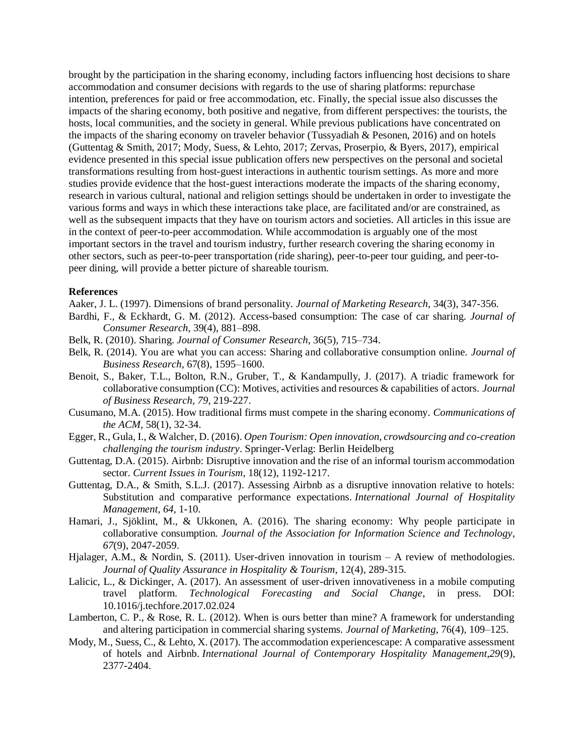brought by the participation in the sharing economy, including factors influencing host decisions to share accommodation and consumer decisions with regards to the use of sharing platforms: repurchase intention, preferences for paid or free accommodation, etc. Finally, the special issue also discusses the impacts of the sharing economy, both positive and negative, from different perspectives: the tourists, the hosts, local communities, and the society in general. While previous publications have concentrated on the impacts of the sharing economy on traveler behavior (Tussyadiah & Pesonen, 2016) and on hotels (Guttentag & Smith, 2017; Mody, Suess, & Lehto, 2017; Zervas, Proserpio, & Byers, 2017), empirical evidence presented in this special issue publication offers new perspectives on the personal and societal transformations resulting from host-guest interactions in authentic tourism settings. As more and more studies provide evidence that the host-guest interactions moderate the impacts of the sharing economy, research in various cultural, national and religion settings should be undertaken in order to investigate the various forms and ways in which these interactions take place, are facilitated and/or are constrained, as well as the subsequent impacts that they have on tourism actors and societies. All articles in this issue are in the context of peer-to-peer accommodation. While accommodation is arguably one of the most important sectors in the travel and tourism industry, further research covering the sharing economy in other sectors, such as peer-to-peer transportation (ride sharing), peer-to-peer tour guiding, and peer-to-peer dining, will provide a better picture of shareable tourism.

**References**

Aaker, J. L. (1997). Dimensions of brand personality. *Journal of Marketing Research*, 34(3), 347-356.

Bardhi, F., & Eckhardt, G. M. (2012). Access-based consumption: The case of car sharing. *Journal of Consumer Research*, 39(4), 881–898.

Belk, R. (2010). Sharing. *Journal of Consumer Research*, 36(5), 715–734.

Belk, R. (2014). You are what you can access: Sharing and collaborative consumption online. *Journal of Business Research*, 67(8), 1595–1600.

Benoit, S., Baker, T.L., Bolton, R.N., Gruber, T., & Kandampully, J. (2017). A triadic framework for collaborative consumption (CC): Motives, activities and resources & capabilities of actors. *Journal of Business Research, 79*, 219-227.

Cusumano, M.A. (2015). How traditional firms must compete in the sharing economy. *Communications of the ACM*, 58(1), 32-34.

Egger, R., Gula, I., & Walcher, D. (2016). *Open Tourism: Open innovation, crowdsourcing and co-creation challenging the tourism industry*. Springer-Verlag: Berlin Heidelberg

Guttentag, D.A. (2015). Airbnb: Disruptive innovation and the rise of an informal tourism accommodation sector. *Current Issues in Tourism,* 18(12), 1192-1217.

Guttentag, D.A., & Smith, S.L.J. (2017). Assessing Airbnb as a disruptive innovation relative to hotels: Substitution and comparative performance expectations. *International Journal of Hospitality Management, 64*, 1-10.

Hamari, J., Sjöklint, M., & Ukkonen, A. (2016). The sharing economy: Why people participate in collaborative consumption. *Journal of the Association for Information Science and Technology, 67*(9), 2047-2059.

Hjalager, A.M., & Nordin, S. (2011). User-driven innovation in tourism – A review of methodologies. *Journal of Quality Assurance in Hospitality & Tourism*, 12(4), 289-315.

Lalicic, L., & Dickinger, A. (2017). An assessment of user-driven innovativeness in a mobile computing travel platform. *Technological Forecasting and Social Change*, in press. DOI: 10.1016/j.techfore.2017.02.024

Lamberton, C. P., & Rose, R. L. (2012). When is ours better than mine? A framework for understanding and altering participation in commercial sharing systems. *Journal of Marketing*, 76(4), 109–125.

Mody, M., Suess, C., & Lehto, X. (2017). The accommodation experiencescape: A comparative assessment of hotels and Airbnb. *International Journal of Contemporary Hospitality Management,29*(9), 2377-2404.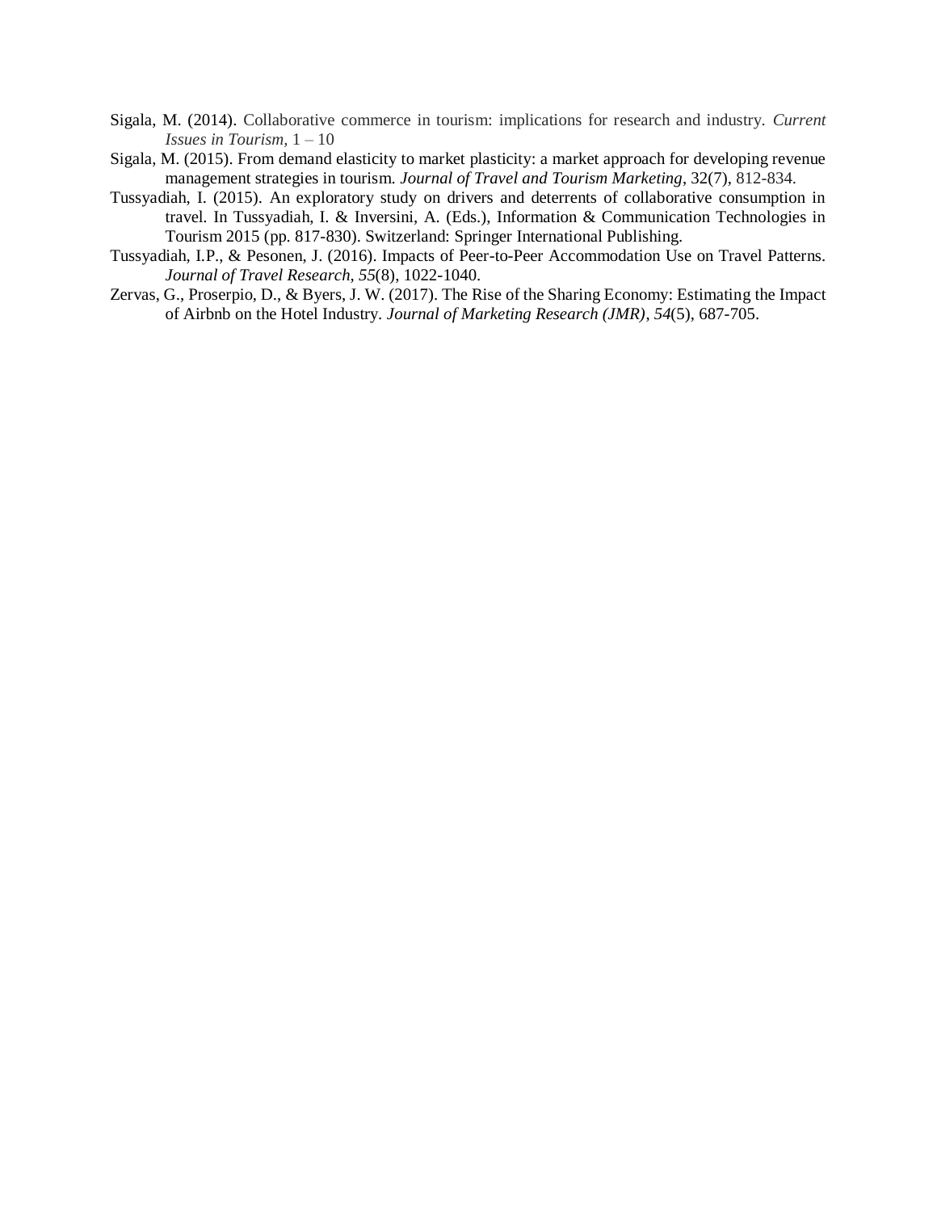Sigala, M. (2014). Collaborative commerce in tourism: implications for research and industry. *Current Issues in Tourism*, 1 – 10

Sigala, M. (2015). From demand elasticity to market plasticity: a market approach for developing revenue management strategies in tourism. *Journal of Travel and Tourism Marketing*, 32(7), 812-834.

Tussyadiah, I. (2015). An exploratory study on drivers and deterrents of collaborative consumption in travel. In Tussyadiah, I. & Inversini, A. (Eds.), Information & Communication Technologies in Tourism 2015 (pp. 817-830). Switzerland: Springer International Publishing.

Tussyadiah, I.P., & Pesonen, J. (2016). Impacts of Peer-to-Peer Accommodation Use on Travel Patterns. *Journal of Travel Research, 55*(8), 1022-1040.

Zervas, G., Proserpio, D., & Byers, J. W. (2017). The Rise of the Sharing Economy: Estimating the Impact of Airbnb on the Hotel Industry. *Journal of Marketing Research (JMR)*, *54*(5), 687-705.